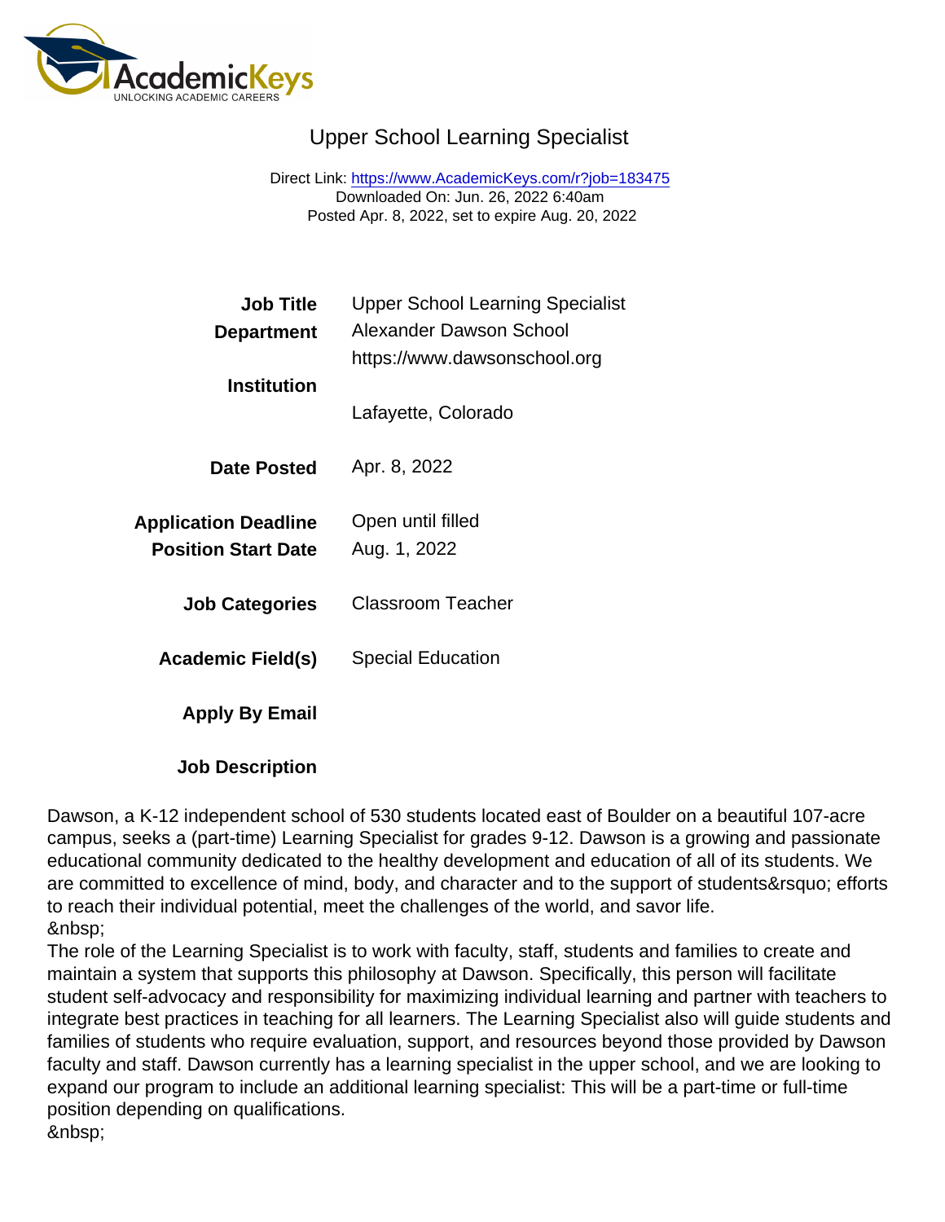# Upper School Learning Specialist

Direct Link: https://www.AcademicKeys.com/r?job=183475
Downloaded On: Jun. 26, 2022 6:40am
Posted Apr. 8, 2022, set to expire Aug. 20, 2022

| | |
|---|---|
| **Job Title** | Upper School Learning Specialist |
| **Department** | Alexander Dawson School |
| **Institution** | https://www.dawsonschool.org<br><br>Lafayette, Colorado |
| **Date Posted** | Apr. 8, 2022 |
| **Application Deadline** | Open until filled |
| **Position Start Date** | Aug. 1, 2022 |
| **Job Categories** | Classroom Teacher |
| **Academic Field(s)** | Special Education |
| **Apply By Email** | |
| **Job Description** | |

Dawson, a K-12 independent school of 530 students located east of Boulder on a beautiful 107-acre campus, seeks a (part-time) Learning Specialist for grades 9-12. Dawson is a growing and passionate educational community dedicated to the healthy development and education of all of its students. We are committed to excellence of mind, body, and character and to the support of students&rsquo; efforts to reach their individual potential, meet the challenges of the world, and savor life.
&nbsp;
The role of the Learning Specialist is to work with faculty, staff, students and families to create and maintain a system that supports this philosophy at Dawson. Specifically, this person will facilitate student self-advocacy and responsibility for maximizing individual learning and partner with teachers to integrate best practices in teaching for all learners. The Learning Specialist also will guide students and families of students who require evaluation, support, and resources beyond those provided by Dawson faculty and staff. Dawson currently has a learning specialist in the upper school, and we are looking to expand our program to include an additional learning specialist: This will be a part-time or full-time position depending on qualifications.
&nbsp;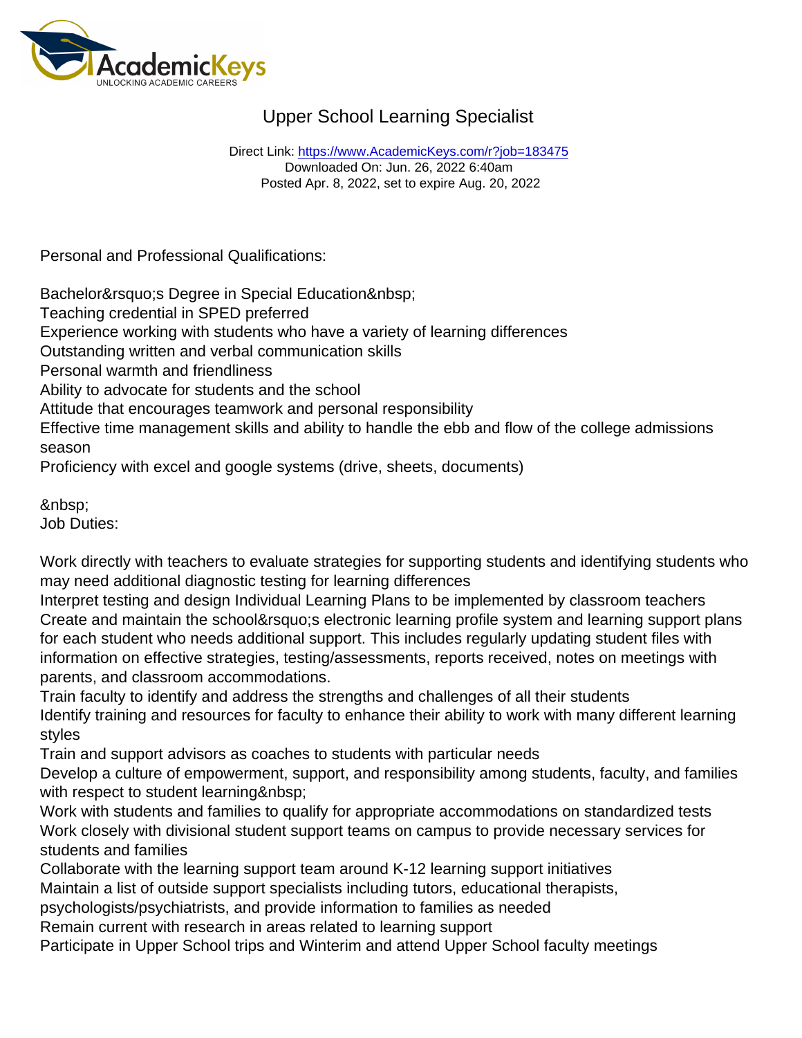# Upper School Learning Specialist

Direct Link: https://www.AcademicKeys.com/r?job=183475
Downloaded On: Jun. 26, 2022 6:40am
Posted Apr. 8, 2022, set to expire Aug. 20, 2022

Personal and Professional Qualifications:

Bachelor&rsquo;s Degree in Special Education&nbsp;
Teaching credential in SPED preferred
Experience working with students who have a variety of learning differences
Outstanding written and verbal communication skills
Personal warmth and friendliness
Ability to advocate for students and the school
Attitude that encourages teamwork and personal responsibility
Effective time management skills and ability to handle the ebb and flow of the college admissions season
Proficiency with excel and google systems (drive, sheets, documents)

&nbsp;
Job Duties:

Work directly with teachers to evaluate strategies for supporting students and identifying students who may need additional diagnostic testing for learning differences
Interpret testing and design Individual Learning Plans to be implemented by classroom teachers
Create and maintain the school&rsquo;s electronic learning profile system and learning support plans for each student who needs additional support. This includes regularly updating student files with information on effective strategies, testing/assessments, reports received, notes on meetings with parents, and classroom accommodations.
Train faculty to identify and address the strengths and challenges of all their students
Identify training and resources for faculty to enhance their ability to work with many different learning styles
Train and support advisors as coaches to students with particular needs
Develop a culture of empowerment, support, and responsibility among students, faculty, and families with respect to student learning&nbsp;
Work with students and families to qualify for appropriate accommodations on standardized tests
Work closely with divisional student support teams on campus to provide necessary services for students and families
Collaborate with the learning support team around K-12 learning support initiatives
Maintain a list of outside support specialists including tutors, educational therapists, psychologists/psychiatrists, and provide information to families as needed
Remain current with research in areas related to learning support
Participate in Upper School trips and Winterim and attend Upper School faculty meetings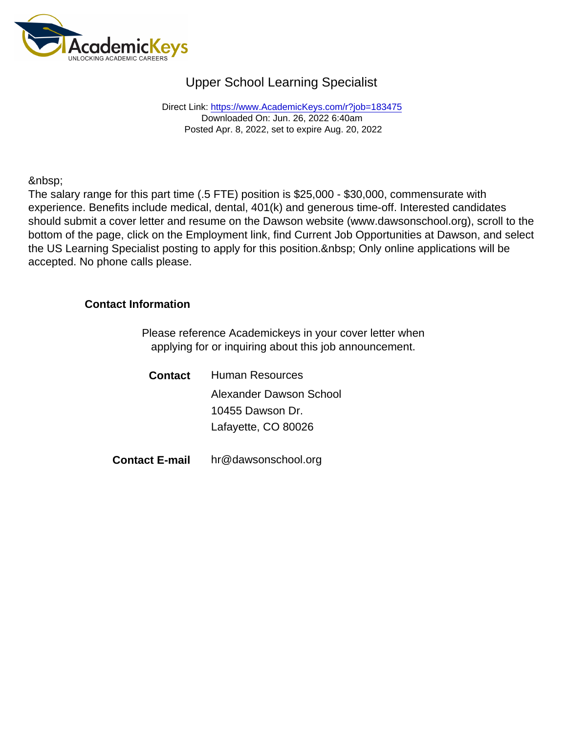&nbsp;

The salary range for this part time (.5 FTE) position is $25,000 - $30,000, commensurate with experience. Benefits include medical, dental, 401(k) and generous time-off. Interested candidates should submit a cover letter and resume on the Dawson website (www.dawsonschool.org), scroll to the bottom of the page, click on the Employment link, find Current Job Opportunities at Dawson, and select the US Learning Specialist posting to apply for this position.&nbsp; Only online applications will be accepted. No phone calls please.

## Contact Information

Please reference Academickeys in your cover letter when applying for or inquiring about this job announcement.

**Contact**

Human Resources
Alexander Dawson School
10455 Dawson Dr.
Lafayette, CO 80026

**Contact E-mail**

hr@dawsonschool.org